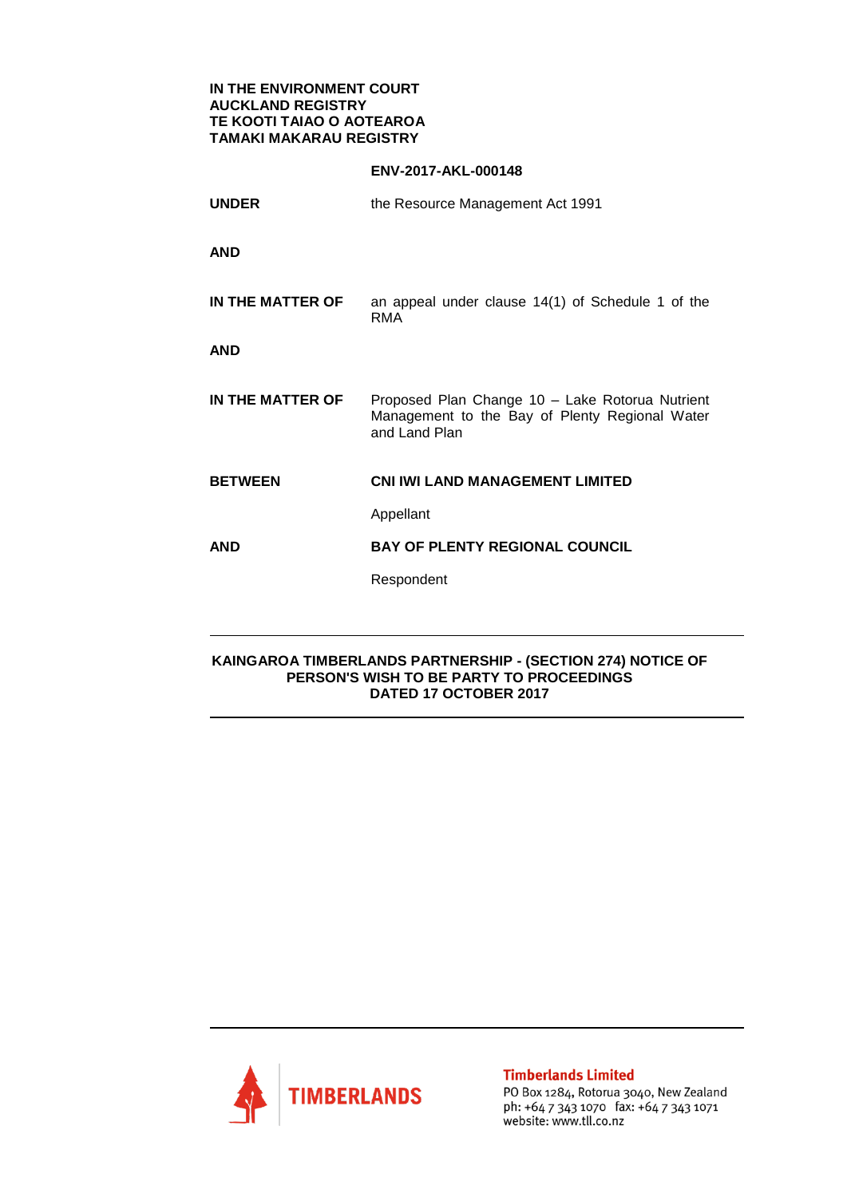**IN THE ENVIRONMENT COURT**
**AUCKLAND REGISTRY**
**TE KOOTI TAIAO O AOTEAROA**
**TAMAKI MAKARAU REGISTRY**

**ENV-2017-AKL-000148**

| | |
|---|---|
| **UNDER** | the Resource Management Act 1991 |
| **AND** | |
| **IN THE MATTER OF** | an appeal under clause 14(1) of Schedule 1 of the RMA |
| **AND** | |
| **IN THE MATTER OF** | Proposed Plan Change 10 – Lake Rotorua Nutrient Management to the Bay of Plenty Regional Water and Land Plan |
| **BETWEEN** | **CNI IWI LAND MANAGEMENT LIMITED** |
| | Appellant |
| **AND** | **BAY OF PLENTY REGIONAL COUNCIL** |
| | Respondent |

---

**KAINGAROA TIMBERLANDS PARTNERSHIP - (SECTION 274) NOTICE OF PERSON'S WISH TO BE PARTY TO PROCEEDINGS**
**DATED 17 OCTOBER 2017**

---

---

TIMBERLANDS

**Timberlands Limited**
PO Box 1284, Rotorua 3040, New Zealand
ph: +64 7 343 1070 fax: +64 7 343 1071
website: www.tll.co.nz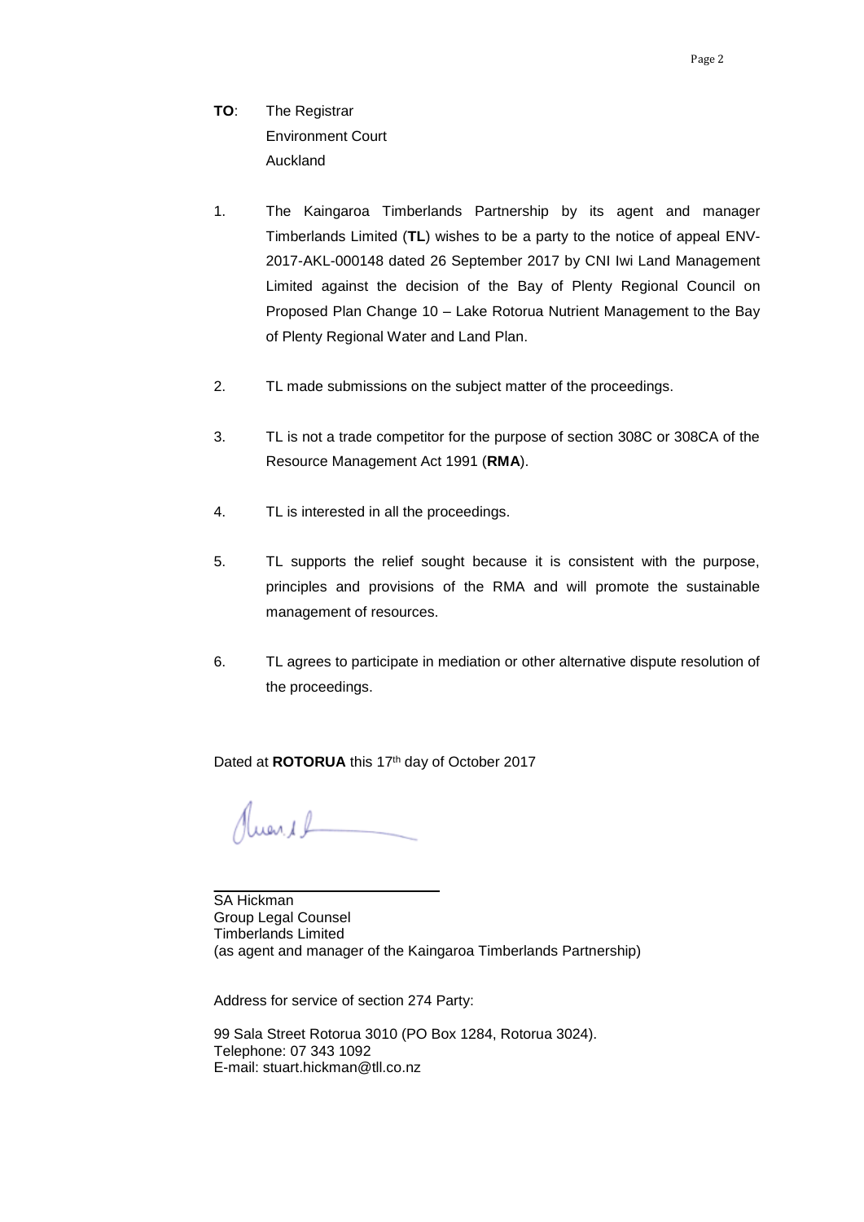**TO**: The Registrar
Environment Court
Auckland

1. The Kaingaroa Timberlands Partnership by its agent and manager Timberlands Limited (**TL**) wishes to be a party to the notice of appeal ENV-2017-AKL-000148 dated 26 September 2017 by CNI Iwi Land Management Limited against the decision of the Bay of Plenty Regional Council on Proposed Plan Change 10 – Lake Rotorua Nutrient Management to the Bay of Plenty Regional Water and Land Plan.

2. TL made submissions on the subject matter of the proceedings.

3. TL is not a trade competitor for the purpose of section 308C or 308CA of the Resource Management Act 1991 (**RMA**).

4. TL is interested in all the proceedings.

5. TL supports the relief sought because it is consistent with the purpose, principles and provisions of the RMA and will promote the sustainable management of resources.

6. TL agrees to participate in mediation or other alternative dispute resolution of the proceedings.

Dated at **ROTORUA** this 17th day of October 2017

SA Hickman
Group Legal Counsel
Timberlands Limited
(as agent and manager of the Kaingaroa Timberlands Partnership)

Address for service of section 274 Party:

99 Sala Street Rotorua 3010 (PO Box 1284, Rotorua 3024).
Telephone: 07 343 1092
E-mail: stuart.hickman@tll.co.nz